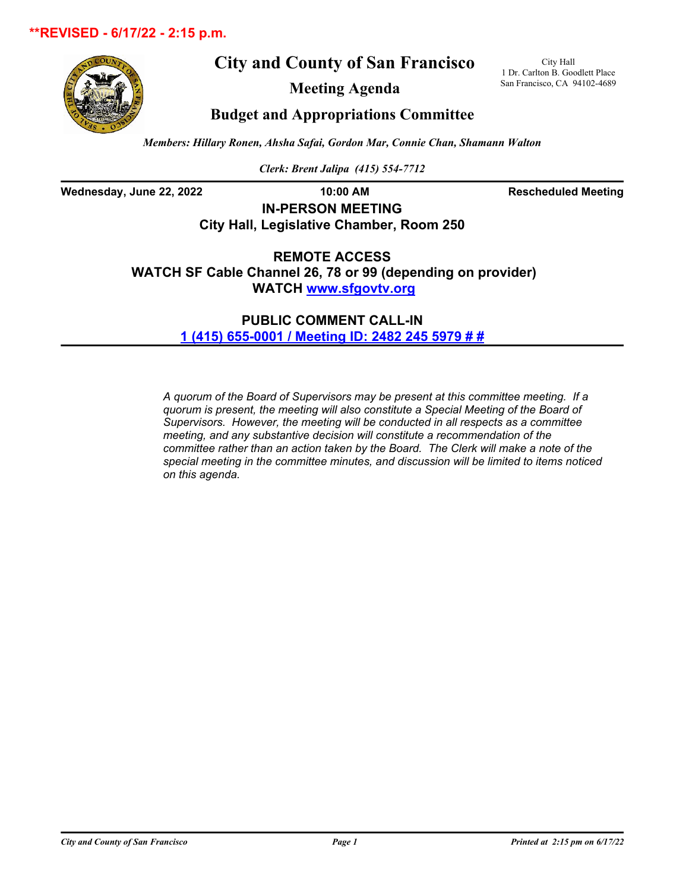**REVISED - 6/17/22 - 2:15 p.m.

# City and County of San Francisco

City Hall
1 Dr. Carlton B. Goodlett Place
San Francisco, CA 94102-4689

## Meeting Agenda

## Budget and Appropriations Committee

*Members: Hillary Ronen, Ahsha Safai, Gordon Mar, Connie Chan, Shamann Walton*

*Clerk: Brent Jalipa (415) 554-7712*

**Wednesday, June 22, 2022** **10:00 AM** **Rescheduled Meeting**

**IN-PERSON MEETING**
**City Hall, Legislative Chamber, Room 250**

**REMOTE ACCESS**
**WATCH SF Cable Channel 26, 78 or 99 (depending on provider)**
**WATCH www.sfgovtv.org**

**PUBLIC COMMENT CALL-IN**
**1 (415) 655-0001 / Meeting ID: 2482 245 5979 # #**

*A quorum of the Board of Supervisors may be present at this committee meeting. If a quorum is present, the meeting will also constitute a Special Meeting of the Board of Supervisors. However, the meeting will be conducted in all respects as a committee meeting, and any substantive decision will constitute a recommendation of the committee rather than an action taken by the Board. The Clerk will make a note of the special meeting in the committee minutes, and discussion will be limited to items noticed on this agenda.*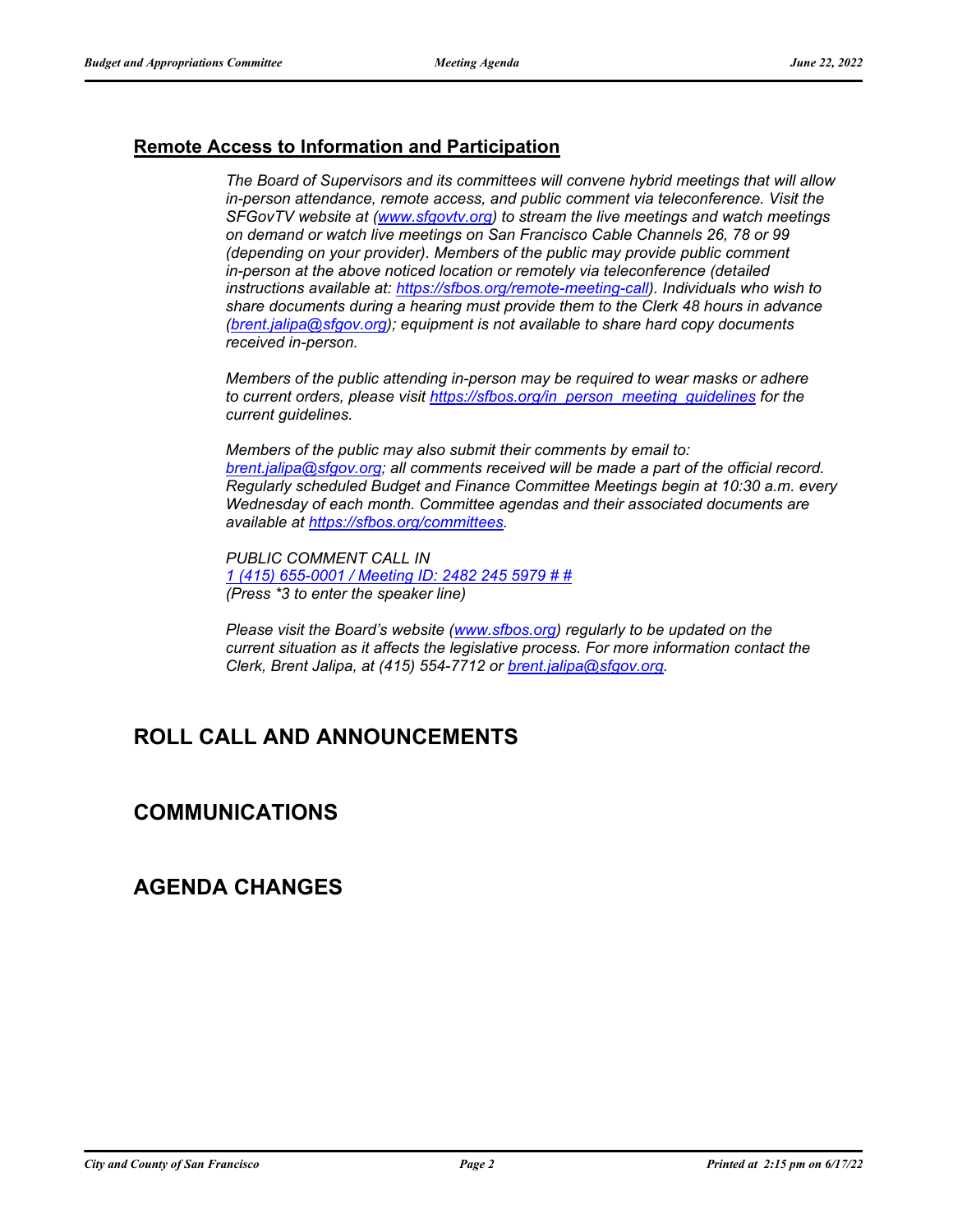## Remote Access to Information and Participation

*The Board of Supervisors and its committees will convene hybrid meetings that will allow in-person attendance, remote access, and public comment via teleconference. Visit the SFGovTV website at ([www.sfgovtv.org](www.sfgovtv.org)) to stream the live meetings and watch meetings on demand or watch live meetings on San Francisco Cable Channels 26, 78 or 99 (depending on your provider). Members of the public may provide public comment in-person at the above noticed location or remotely via teleconference (detailed instructions available at: [https://sfbos.org/remote-meeting-call](https://sfbos.org/remote-meeting-call)). Individuals who wish to share documents during a hearing must provide them to the Clerk 48 hours in advance ([brent.jalipa@sfgov.org](mailto:brent.jalipa@sfgov.org)); equipment is not available to share hard copy documents received in-person.*

*Members of the public attending in-person may be required to wear masks or adhere to current orders, please visit [https://sfbos.org/in_person_meeting_guidelines](https://sfbos.org/in_person_meeting_guidelines) for the current guidelines.*

*Members of the public may also submit their comments by email to: [brent.jalipa@sfgov.org](mailto:brent.jalipa@sfgov.org); all comments received will be made a part of the official record. Regularly scheduled Budget and Finance Committee Meetings begin at 10:30 a.m. every Wednesday of each month. Committee agendas and their associated documents are available at [https://sfbos.org/committees](https://sfbos.org/committees).*

*PUBLIC COMMENT CALL IN*
*1 (415) 655-0001 / Meeting ID: 2482 245 5979 # #*
*(Press *3 to enter the speaker line)*

*Please visit the Board's website ([www.sfbos.org](www.sfbos.org)) regularly to be updated on the current situation as it affects the legislative process. For more information contact the Clerk, Brent Jalipa, at (415) 554-7712 or [brent.jalipa@sfgov.org](mailto:brent.jalipa@sfgov.org).*

# ROLL CALL AND ANNOUNCEMENTS

# COMMUNICATIONS

# AGENDA CHANGES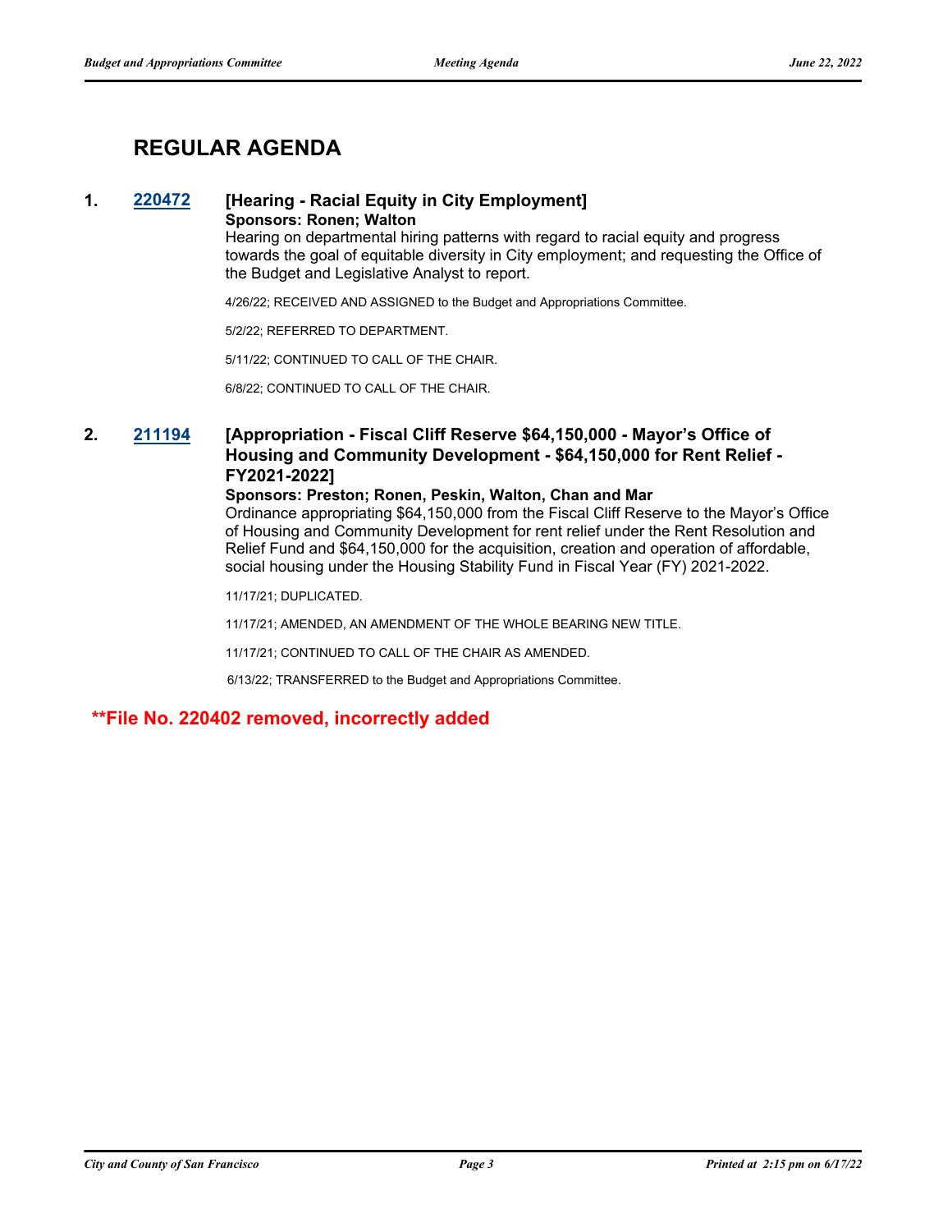## REGULAR AGENDA

**1. 220472 [Hearing - Racial Equity in City Employment]**

**Sponsors: Ronen; Walton**

Hearing on departmental hiring patterns with regard to racial equity and progress towards the goal of equitable diversity in City employment; and requesting the Office of the Budget and Legislative Analyst to report.

4/26/22; RECEIVED AND ASSIGNED to the Budget and Appropriations Committee.

5/2/22; REFERRED TO DEPARTMENT.

5/11/22; CONTINUED TO CALL OF THE CHAIR.

6/8/22; CONTINUED TO CALL OF THE CHAIR.

**2. 211194 [Appropriation - Fiscal Cliff Reserve $64,150,000 - Mayor's Office of Housing and Community Development - $64,150,000 for Rent Relief - FY2021-2022]**

**Sponsors: Preston; Ronen, Peskin, Walton, Chan and Mar**

Ordinance appropriating $64,150,000 from the Fiscal Cliff Reserve to the Mayor's Office of Housing and Community Development for rent relief under the Rent Resolution and Relief Fund and $64,150,000 for the acquisition, creation and operation of affordable, social housing under the Housing Stability Fund in Fiscal Year (FY) 2021-2022.

11/17/21; DUPLICATED.

11/17/21; AMENDED, AN AMENDMENT OF THE WHOLE BEARING NEW TITLE.

11/17/21; CONTINUED TO CALL OF THE CHAIR AS AMENDED.

6/13/22; TRANSFERRED to the Budget and Appropriations Committee.

**\*\*File No. 220402 removed, incorrectly added**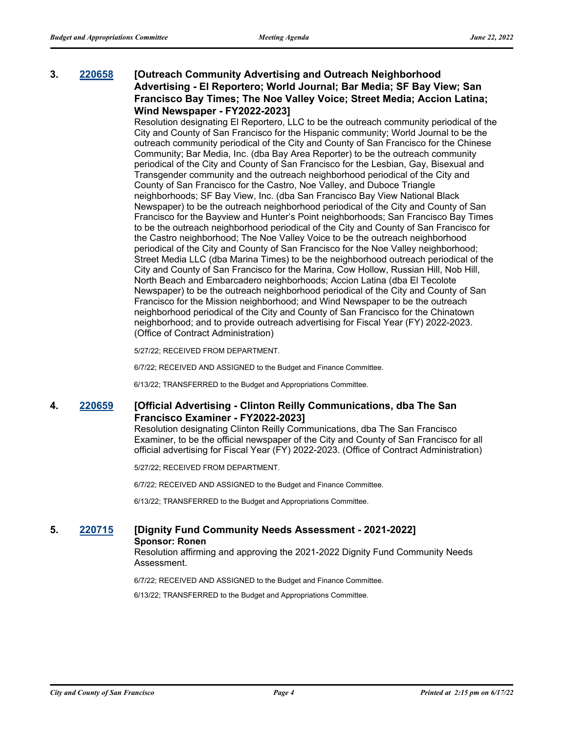**3. 220658 [Outreach Community Advertising and Outreach Neighborhood Advertising - El Reportero; World Journal; Bar Media; SF Bay View; San Francisco Bay Times; The Noe Valley Voice; Street Media; Accion Latina; Wind Newspaper - FY2022-2023]**

Resolution designating El Reportero, LLC to be the outreach community periodical of the City and County of San Francisco for the Hispanic community; World Journal to be the outreach community periodical of the City and County of San Francisco for the Chinese Community; Bar Media, Inc. (dba Bay Area Reporter) to be the outreach community periodical of the City and County of San Francisco for the Lesbian, Gay, Bisexual and Transgender community and the outreach neighborhood periodical of the City and County of San Francisco for the Castro, Noe Valley, and Duboce Triangle neighborhoods; SF Bay View, Inc. (dba San Francisco Bay View National Black Newspaper) to be the outreach neighborhood periodical of the City and County of San Francisco for the Bayview and Hunter's Point neighborhoods; San Francisco Bay Times to be the outreach neighborhood periodical of the City and County of San Francisco for the Castro neighborhood; The Noe Valley Voice to be the outreach neighborhood periodical of the City and County of San Francisco for the Noe Valley neighborhood; Street Media LLC (dba Marina Times) to be the neighborhood outreach periodical of the City and County of San Francisco for the Marina, Cow Hollow, Russian Hill, Nob Hill, North Beach and Embarcadero neighborhoods; Accion Latina (dba El Tecolote Newspaper) to be the outreach neighborhood periodical of the City and County of San Francisco for the Mission neighborhood; and Wind Newspaper to be the outreach neighborhood periodical of the City and County of San Francisco for the Chinatown neighborhood; and to provide outreach advertising for Fiscal Year (FY) 2022-2023. (Office of Contract Administration)

5/27/22; RECEIVED FROM DEPARTMENT.

6/7/22; RECEIVED AND ASSIGNED to the Budget and Finance Committee.

6/13/22; TRANSFERRED to the Budget and Appropriations Committee.

**4. 220659 [Official Advertising - Clinton Reilly Communications, dba The San Francisco Examiner - FY2022-2023]**

Resolution designating Clinton Reilly Communications, dba The San Francisco Examiner, to be the official newspaper of the City and County of San Francisco for all official advertising for Fiscal Year (FY) 2022-2023. (Office of Contract Administration)

5/27/22; RECEIVED FROM DEPARTMENT.

6/7/22; RECEIVED AND ASSIGNED to the Budget and Finance Committee.

6/13/22; TRANSFERRED to the Budget and Appropriations Committee.

**5. 220715 [Dignity Fund Community Needs Assessment - 2021-2022]**
**Sponsor: Ronen**

Resolution affirming and approving the 2021-2022 Dignity Fund Community Needs Assessment.

6/7/22; RECEIVED AND ASSIGNED to the Budget and Finance Committee.

6/13/22; TRANSFERRED to the Budget and Appropriations Committee.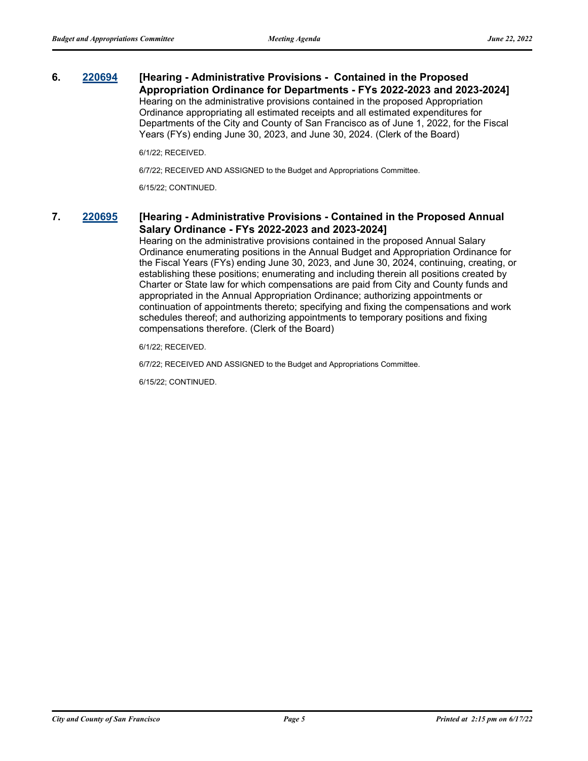**6. 220694 [Hearing - Administrative Provisions - Contained in the Proposed Appropriation Ordinance for Departments - FYs 2022-2023 and 2023-2024]**

Hearing on the administrative provisions contained in the proposed Appropriation Ordinance appropriating all estimated receipts and all estimated expenditures for Departments of the City and County of San Francisco as of June 1, 2022, for the Fiscal Years (FYs) ending June 30, 2023, and June 30, 2024. (Clerk of the Board)

6/1/22; RECEIVED.

6/7/22; RECEIVED AND ASSIGNED to the Budget and Appropriations Committee.

6/15/22; CONTINUED.

**7. 220695 [Hearing - Administrative Provisions - Contained in the Proposed Annual Salary Ordinance - FYs 2022-2023 and 2023-2024]**

Hearing on the administrative provisions contained in the proposed Annual Salary Ordinance enumerating positions in the Annual Budget and Appropriation Ordinance for the Fiscal Years (FYs) ending June 30, 2023, and June 30, 2024, continuing, creating, or establishing these positions; enumerating and including therein all positions created by Charter or State law for which compensations are paid from City and County funds and appropriated in the Annual Appropriation Ordinance; authorizing appointments or continuation of appointments thereto; specifying and fixing the compensations and work schedules thereof; and authorizing appointments to temporary positions and fixing compensations therefore. (Clerk of the Board)

6/1/22; RECEIVED.

6/7/22; RECEIVED AND ASSIGNED to the Budget and Appropriations Committee.

6/15/22; CONTINUED.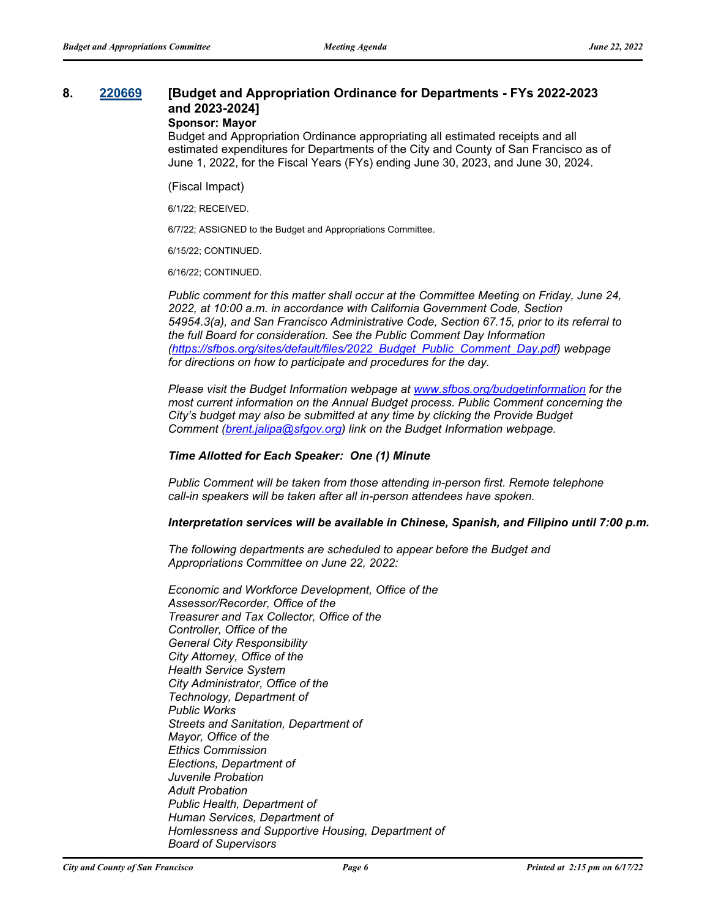**8. [220669](220669) [Budget and Appropriation Ordinance for Departments - FYs 2022-2023 and 2023-2024]**

**Sponsor: Mayor**

Budget and Appropriation Ordinance appropriating all estimated receipts and all estimated expenditures for Departments of the City and County of San Francisco as of June 1, 2022, for the Fiscal Years (FYs) ending June 30, 2023, and June 30, 2024.

(Fiscal Impact)

6/1/22; RECEIVED.

6/7/22; ASSIGNED to the Budget and Appropriations Committee.

6/15/22; CONTINUED.

6/16/22; CONTINUED.

*Public comment for this matter shall occur at the Committee Meeting on Friday, June 24, 2022, at 10:00 a.m. in accordance with California Government Code, Section 54954.3(a), and San Francisco Administrative Code, Section 67.15, prior to its referral to the full Board for consideration. See the Public Comment Day Information (https://sfbos.org/sites/default/files/2022_Budget_Public_Comment_Day.pdf) webpage for directions on how to participate and procedures for the day.*

*Please visit the Budget Information webpage at www.sfbos.org/budgetinformation for the most current information on the Annual Budget process. Public Comment concerning the City's budget may also be submitted at any time by clicking the Provide Budget Comment (brent.jalipa@sfgov.org) link on the Budget Information webpage.*

***Time Allotted for Each Speaker: One (1) Minute***

*Public Comment will be taken from those attending in-person first. Remote telephone call-in speakers will be taken after all in-person attendees have spoken.*

***Interpretation services will be available in Chinese, Spanish, and Filipino until 7:00 p.m.***

*The following departments are scheduled to appear before the Budget and Appropriations Committee on June 22, 2022:*

*Economic and Workforce Development, Office of the*
*Assessor/Recorder, Office of the*
*Treasurer and Tax Collector, Office of the*
*Controller, Office of the*
*General City Responsibility*
*City Attorney, Office of the*
*Health Service System*
*City Administrator, Office of the*
*Technology, Department of*
*Public Works*
*Streets and Sanitation, Department of*
*Mayor, Office of the*
*Ethics Commission*
*Elections, Department of*
*Juvenile Probation*
*Adult Probation*
*Public Health, Department of*
*Human Services, Department of*
*Homlessness and Supportive Housing, Department of*
*Board of Supervisors*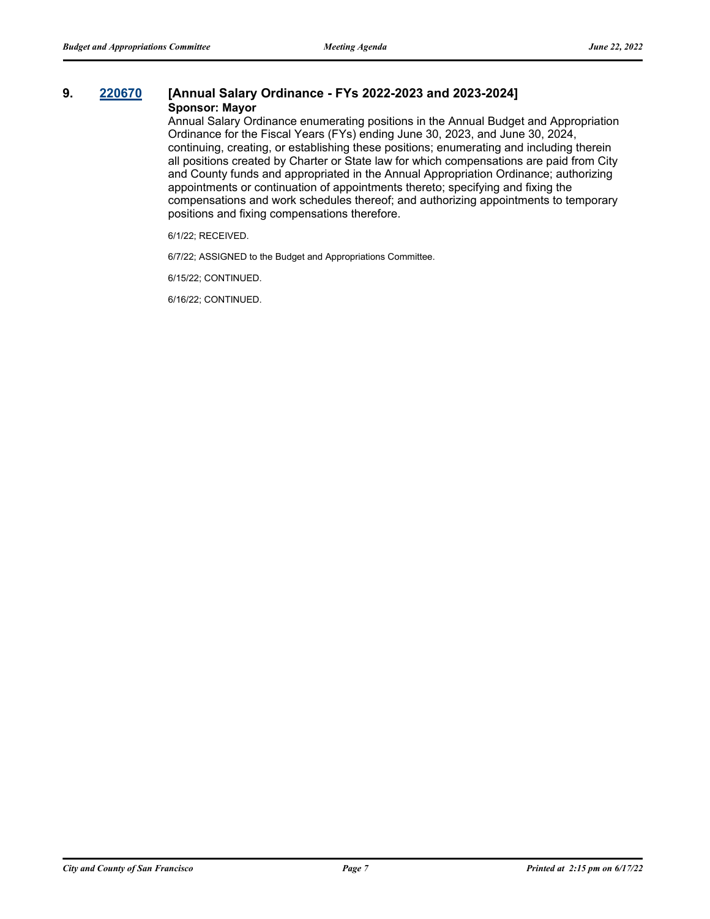**9. 220670 [Annual Salary Ordinance - FYs 2022-2023 and 2023-2024]**

**Sponsor: Mayor**

Annual Salary Ordinance enumerating positions in the Annual Budget and Appropriation Ordinance for the Fiscal Years (FYs) ending June 30, 2023, and June 30, 2024, continuing, creating, or establishing these positions; enumerating and including therein all positions created by Charter or State law for which compensations are paid from City and County funds and appropriated in the Annual Appropriation Ordinance; authorizing appointments or continuation of appointments thereto; specifying and fixing the compensations and work schedules thereof; and authorizing appointments to temporary positions and fixing compensations therefore.

6/1/22; RECEIVED.

6/7/22; ASSIGNED to the Budget and Appropriations Committee.

6/15/22; CONTINUED.

6/16/22; CONTINUED.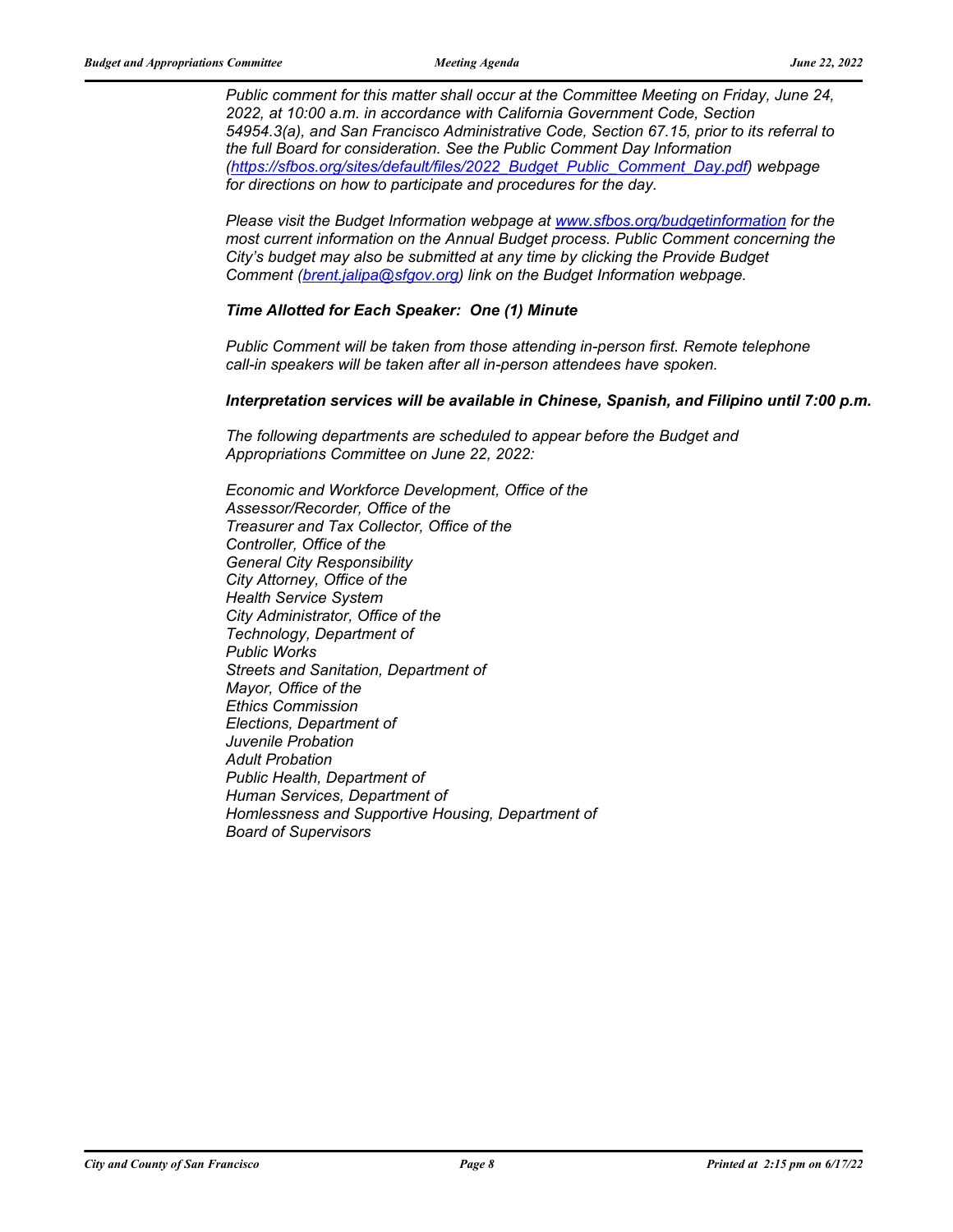*Public comment for this matter shall occur at the Committee Meeting on Friday, June 24, 2022, at 10:00 a.m. in accordance with California Government Code, Section 54954.3(a), and San Francisco Administrative Code, Section 67.15, prior to its referral to the full Board for consideration. See the Public Comment Day Information (https://sfbos.org/sites/default/files/2022_Budget_Public_Comment_Day.pdf) webpage for directions on how to participate and procedures for the day.*

*Please visit the Budget Information webpage at www.sfbos.org/budgetinformation for the most current information on the Annual Budget process. Public Comment concerning the City's budget may also be submitted at any time by clicking the Provide Budget Comment (brent.jalipa@sfgov.org) link on the Budget Information webpage.*

***Time Allotted for Each Speaker: One (1) Minute***

*Public Comment will be taken from those attending in-person first. Remote telephone call-in speakers will be taken after all in-person attendees have spoken.*

***Interpretation services will be available in Chinese, Spanish, and Filipino until 7:00 p.m.***

*The following departments are scheduled to appear before the Budget and Appropriations Committee on June 22, 2022:*

*Economic and Workforce Development, Office of the*
*Assessor/Recorder, Office of the*
*Treasurer and Tax Collector, Office of the*
*Controller, Office of the*
*General City Responsibility*
*City Attorney, Office of the*
*Health Service System*
*City Administrator, Office of the*
*Technology, Department of*
*Public Works*
*Streets and Sanitation, Department of*
*Mayor, Office of the*
*Ethics Commission*
*Elections, Department of*
*Juvenile Probation*
*Adult Probation*
*Public Health, Department of*
*Human Services, Department of*
*Homlessness and Supportive Housing, Department of*
*Board of Supervisors*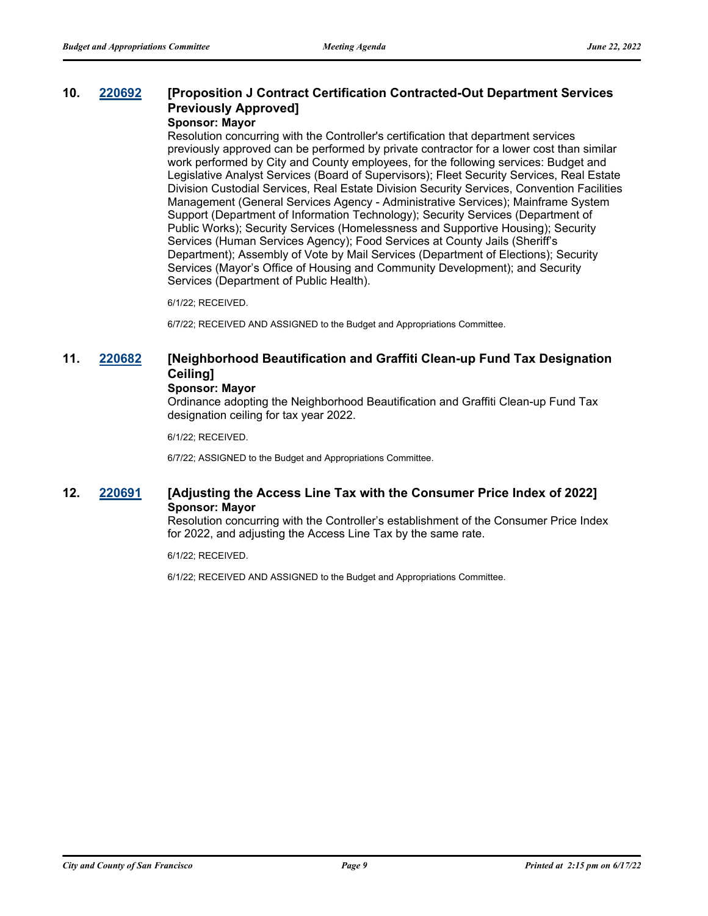**10.** **[220692](#)** **[Proposition J Contract Certification Contracted-Out Department Services Previously Approved]**

**Sponsor: Mayor**

Resolution concurring with the Controller's certification that department services previously approved can be performed by private contractor for a lower cost than similar work performed by City and County employees, for the following services: Budget and Legislative Analyst Services (Board of Supervisors); Fleet Security Services, Real Estate Division Custodial Services, Real Estate Division Security Services, Convention Facilities Management (General Services Agency - Administrative Services); Mainframe System Support (Department of Information Technology); Security Services (Department of Public Works); Security Services (Homelessness and Supportive Housing); Security Services (Human Services Agency); Food Services at County Jails (Sheriff's Department); Assembly of Vote by Mail Services (Department of Elections); Security Services (Mayor's Office of Housing and Community Development); and Security Services (Department of Public Health).

6/1/22; RECEIVED.

6/7/22; RECEIVED AND ASSIGNED to the Budget and Appropriations Committee.

**11.** **[220682](#)** **[Neighborhood Beautification and Graffiti Clean-up Fund Tax Designation Ceiling]**

**Sponsor: Mayor**

Ordinance adopting the Neighborhood Beautification and Graffiti Clean-up Fund Tax designation ceiling for tax year 2022.

6/1/22; RECEIVED.

6/7/22; ASSIGNED to the Budget and Appropriations Committee.

**12.** **[220691](#)** **[Adjusting the Access Line Tax with the Consumer Price Index of 2022]**

**Sponsor: Mayor**

Resolution concurring with the Controller's establishment of the Consumer Price Index for 2022, and adjusting the Access Line Tax by the same rate.

6/1/22; RECEIVED.

6/1/22; RECEIVED AND ASSIGNED to the Budget and Appropriations Committee.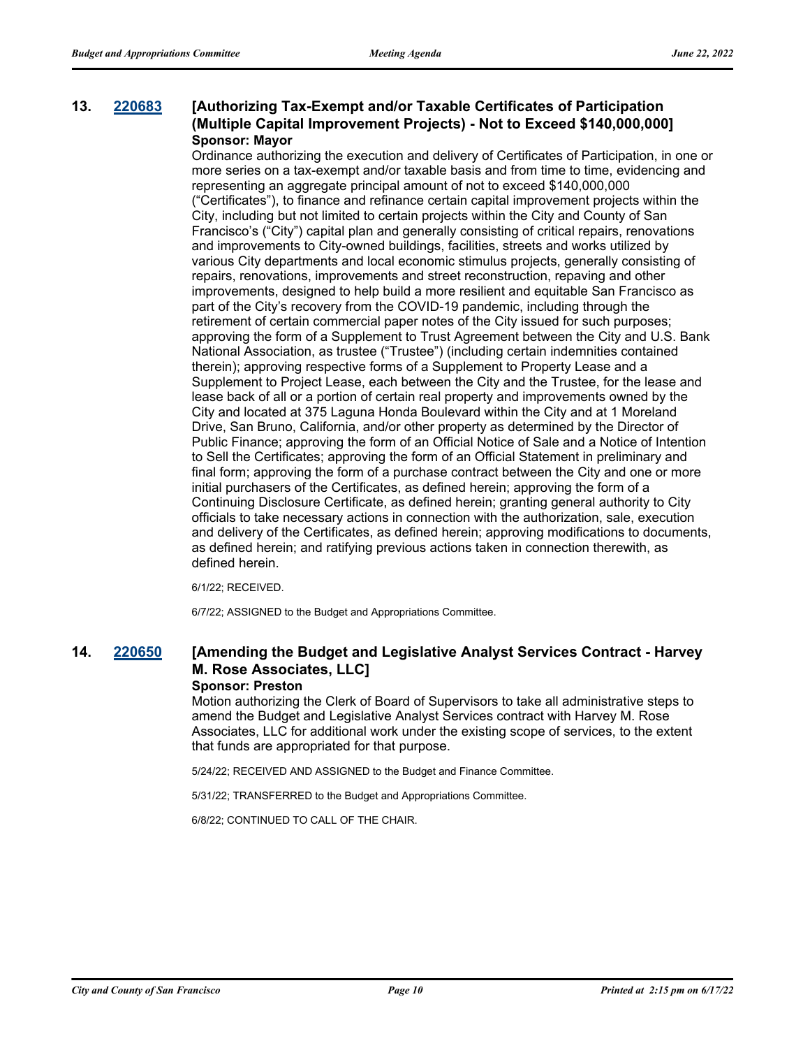**13. 220683 [Authorizing Tax-Exempt and/or Taxable Certificates of Participation (Multiple Capital Improvement Projects) - Not to Exceed $140,000,000]**

**Sponsor: Mayor**

Ordinance authorizing the execution and delivery of Certificates of Participation, in one or more series on a tax-exempt and/or taxable basis and from time to time, evidencing and representing an aggregate principal amount of not to exceed $140,000,000 ("Certificates"), to finance and refinance certain capital improvement projects within the City, including but not limited to certain projects within the City and County of San Francisco's ("City") capital plan and generally consisting of critical repairs, renovations and improvements to City-owned buildings, facilities, streets and works utilized by various City departments and local economic stimulus projects, generally consisting of repairs, renovations, improvements and street reconstruction, repaving and other improvements, designed to help build a more resilient and equitable San Francisco as part of the City's recovery from the COVID-19 pandemic, including through the retirement of certain commercial paper notes of the City issued for such purposes; approving the form of a Supplement to Trust Agreement between the City and U.S. Bank National Association, as trustee ("Trustee") (including certain indemnities contained therein); approving respective forms of a Supplement to Property Lease and a Supplement to Project Lease, each between the City and the Trustee, for the lease and lease back of all or a portion of certain real property and improvements owned by the City and located at 375 Laguna Honda Boulevard within the City and at 1 Moreland Drive, San Bruno, California, and/or other property as determined by the Director of Public Finance; approving the form of an Official Notice of Sale and a Notice of Intention to Sell the Certificates; approving the form of an Official Statement in preliminary and final form; approving the form of a purchase contract between the City and one or more initial purchasers of the Certificates, as defined herein; approving the form of a Continuing Disclosure Certificate, as defined herein; granting general authority to City officials to take necessary actions in connection with the authorization, sale, execution and delivery of the Certificates, as defined herein; approving modifications to documents, as defined herein; and ratifying previous actions taken in connection therewith, as defined herein.

6/1/22; RECEIVED.

6/7/22; ASSIGNED to the Budget and Appropriations Committee.

**14. 220650 [Amending the Budget and Legislative Analyst Services Contract - Harvey M. Rose Associates, LLC]**

**Sponsor: Preston**

Motion authorizing the Clerk of Board of Supervisors to take all administrative steps to amend the Budget and Legislative Analyst Services contract with Harvey M. Rose Associates, LLC for additional work under the existing scope of services, to the extent that funds are appropriated for that purpose.

5/24/22; RECEIVED AND ASSIGNED to the Budget and Finance Committee.

5/31/22; TRANSFERRED to the Budget and Appropriations Committee.

6/8/22; CONTINUED TO CALL OF THE CHAIR.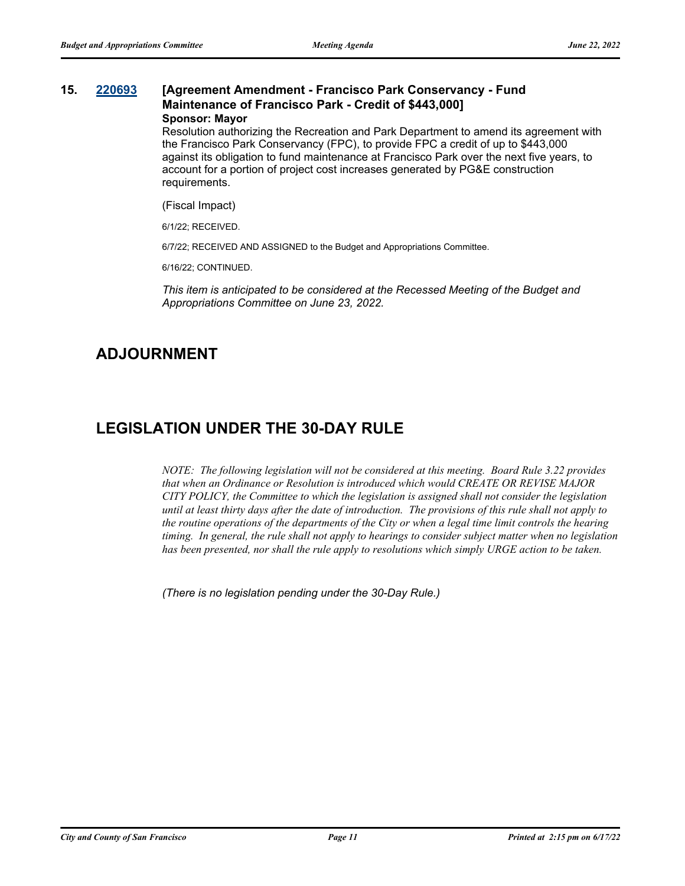**15. [220693](220693) [Agreement Amendment - Francisco Park Conservancy - Fund Maintenance of Francisco Park - Credit of $443,000]**

**Sponsor: Mayor**

Resolution authorizing the Recreation and Park Department to amend its agreement with the Francisco Park Conservancy (FPC), to provide FPC a credit of up to $443,000 against its obligation to fund maintenance at Francisco Park over the next five years, to account for a portion of project cost increases generated by PG&E construction requirements.

(Fiscal Impact)

6/1/22; RECEIVED.

6/7/22; RECEIVED AND ASSIGNED to the Budget and Appropriations Committee.

6/16/22; CONTINUED.

*This item is anticipated to be considered at the Recessed Meeting of the Budget and Appropriations Committee on June 23, 2022.*

## ADJOURNMENT

## LEGISLATION UNDER THE 30-DAY RULE

*NOTE: The following legislation will not be considered at this meeting. Board Rule 3.22 provides that when an Ordinance or Resolution is introduced which would CREATE OR REVISE MAJOR CITY POLICY, the Committee to which the legislation is assigned shall not consider the legislation until at least thirty days after the date of introduction. The provisions of this rule shall not apply to the routine operations of the departments of the City or when a legal time limit controls the hearing timing. In general, the rule shall not apply to hearings to consider subject matter when no legislation has been presented, nor shall the rule apply to resolutions which simply URGE action to be taken.*

*(There is no legislation pending under the 30-Day Rule.)*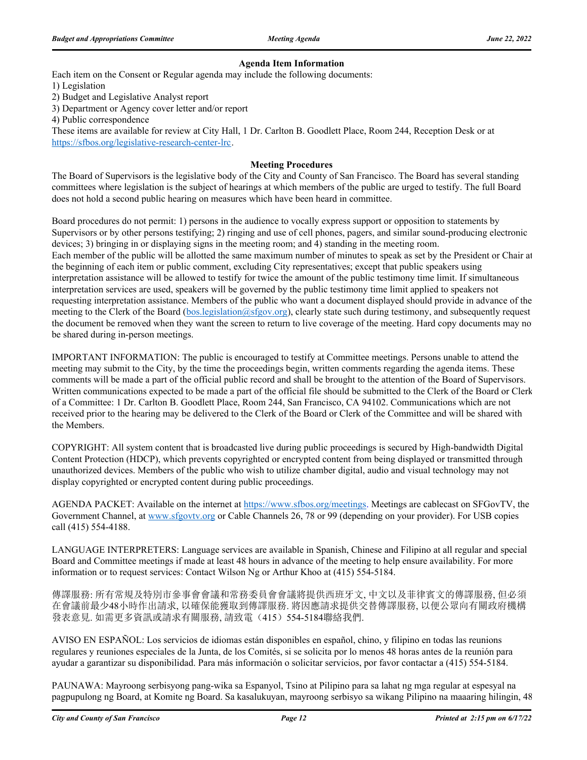### Agenda Item Information

Each item on the Consent or Regular agenda may include the following documents:
1) Legislation
2) Budget and Legislative Analyst report
3) Department or Agency cover letter and/or report
4) Public correspondence

These items are available for review at City Hall, 1 Dr. Carlton B. Goodlett Place, Room 244, Reception Desk or at https://sfbos.org/legislative-research-center-lrc.

### Meeting Procedures

The Board of Supervisors is the legislative body of the City and County of San Francisco. The Board has several standing committees where legislation is the subject of hearings at which members of the public are urged to testify. The full Board does not hold a second public hearing on measures which have been heard in committee.

Board procedures do not permit: 1) persons in the audience to vocally express support or opposition to statements by Supervisors or by other persons testifying; 2) ringing and use of cell phones, pagers, and similar sound-producing electronic devices; 3) bringing in or displaying signs in the meeting room; and 4) standing in the meeting room.
Each member of the public will be allotted the same maximum number of minutes to speak as set by the President or Chair at the beginning of each item or public comment, excluding City representatives; except that public speakers using interpretation assistance will be allowed to testify for twice the amount of the public testimony time limit. If simultaneous interpretation services are used, speakers will be governed by the public testimony time limit applied to speakers not requesting interpretation assistance. Members of the public who want a document displayed should provide in advance of the meeting to the Clerk of the Board (bos.legislation@sfgov.org), clearly state such during testimony, and subsequently request the document be removed when they want the screen to return to live coverage of the meeting. Hard copy documents may no be shared during in-person meetings.

IMPORTANT INFORMATION: The public is encouraged to testify at Committee meetings. Persons unable to attend the meeting may submit to the City, by the time the proceedings begin, written comments regarding the agenda items. These comments will be made a part of the official public record and shall be brought to the attention of the Board of Supervisors. Written communications expected to be made a part of the official file should be submitted to the Clerk of the Board or Clerk of a Committee: 1 Dr. Carlton B. Goodlett Place, Room 244, San Francisco, CA 94102. Communications which are not received prior to the hearing may be delivered to the Clerk of the Board or Clerk of the Committee and will be shared with the Members.

COPYRIGHT: All system content that is broadcasted live during public proceedings is secured by High-bandwidth Digital Content Protection (HDCP), which prevents copyrighted or encrypted content from being displayed or transmitted through unauthorized devices. Members of the public who wish to utilize chamber digital, audio and visual technology may not display copyrighted or encrypted content during public proceedings.

AGENDA PACKET: Available on the internet at https://www.sfbos.org/meetings. Meetings are cablecast on SFGovTV, the Government Channel, at www.sfgovtv.org or Cable Channels 26, 78 or 99 (depending on your provider). For USB copies call (415) 554-4188.

LANGUAGE INTERPRETERS: Language services are available in Spanish, Chinese and Filipino at all regular and special Board and Committee meetings if made at least 48 hours in advance of the meeting to help ensure availability. For more information or to request services: Contact Wilson Ng or Arthur Khoo at (415) 554-5184.

傳譯服務: 所有常規及特別市參事會會議和常務委員會會議將提供西班牙文, 中文以及菲律賓文的傳譯服務, 但必須在會議前最少48小時作出請求, 以確保能獲取到傳譯服務. 將因應請求提供交替傳譯服務, 以便公眾向有關政府機構發表意見. 如需更多資訊或請求有關服務, 請致電（415）554-5184聯絡我們.

AVISO EN ESPAÑOL: Los servicios de idiomas están disponibles en español, chino, y filipino en todas las reunions regulares y reuniones especiales de la Junta, de los Comités, si se solicita por lo menos 48 horas antes de la reunión para ayudar a garantizar su disponibilidad. Para más información o solicitar servicios, por favor contactar a (415) 554-5184.

PAUNAWA: Mayroong serbisyong pang-wika sa Espanyol, Tsino at Pilipino para sa lahat ng mga regular at espesyal na pagpupulong ng Board, at Komite ng Board. Sa kasalukuyan, mayroong serbisyo sa wikang Pilipino na maaaring hilingin, 48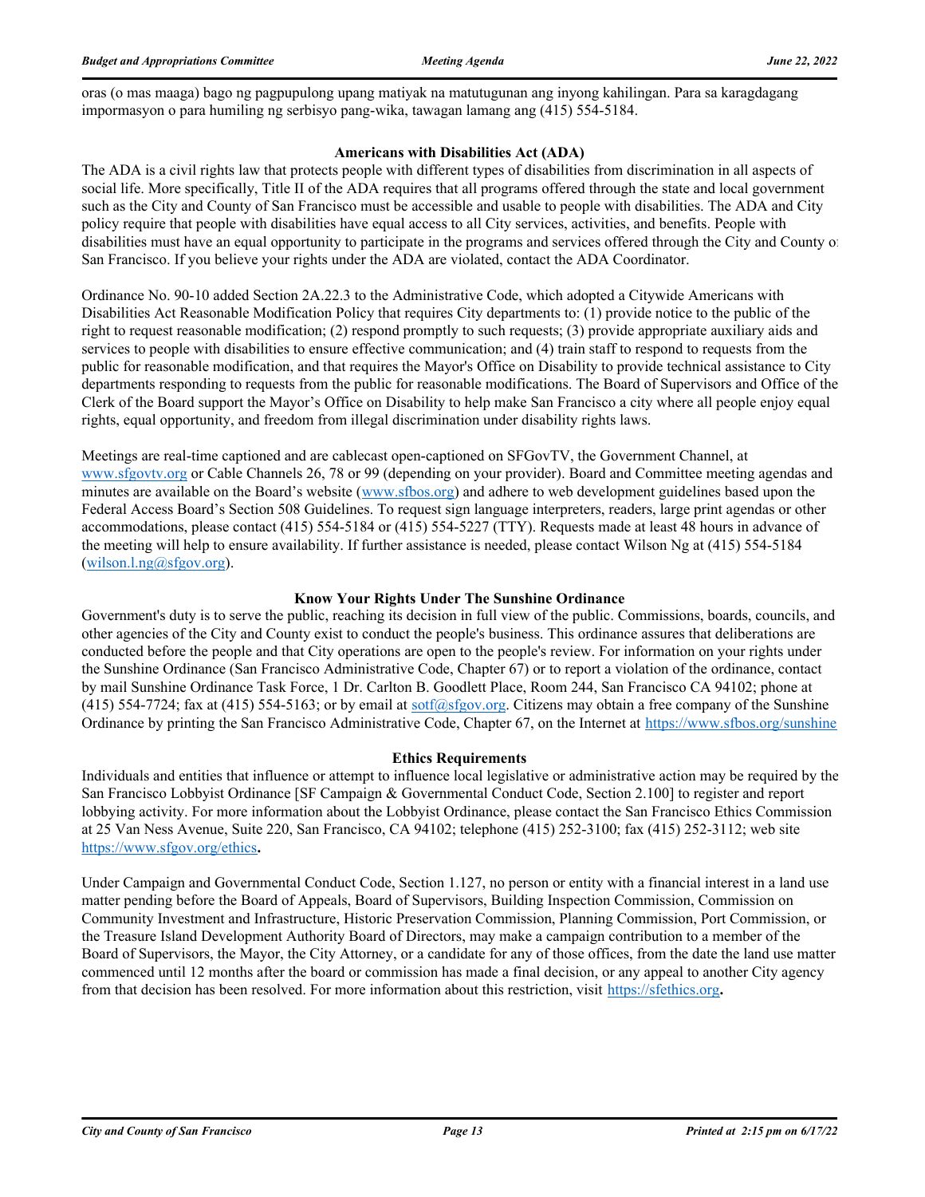oras (o mas maaga) bago ng pagpupulong upang matiyak na matutugunan ang inyong kahilingan. Para sa karagdagang impormasyon o para humiling ng serbisyo pang-wika, tawagan lamang ang (415) 554-5184.

### Americans with Disabilities Act (ADA)

The ADA is a civil rights law that protects people with different types of disabilities from discrimination in all aspects of social life. More specifically, Title II of the ADA requires that all programs offered through the state and local government such as the City and County of San Francisco must be accessible and usable to people with disabilities. The ADA and City policy require that people with disabilities have equal access to all City services, activities, and benefits. People with disabilities must have an equal opportunity to participate in the programs and services offered through the City and County of San Francisco. If you believe your rights under the ADA are violated, contact the ADA Coordinator.

Ordinance No. 90-10 added Section 2A.22.3 to the Administrative Code, which adopted a Citywide Americans with Disabilities Act Reasonable Modification Policy that requires City departments to: (1) provide notice to the public of the right to request reasonable modification; (2) respond promptly to such requests; (3) provide appropriate auxiliary aids and services to people with disabilities to ensure effective communication; and (4) train staff to respond to requests from the public for reasonable modification, and that requires the Mayor's Office on Disability to provide technical assistance to City departments responding to requests from the public for reasonable modifications. The Board of Supervisors and Office of the Clerk of the Board support the Mayor's Office on Disability to help make San Francisco a city where all people enjoy equal rights, equal opportunity, and freedom from illegal discrimination under disability rights laws.

Meetings are real-time captioned and are cablecast open-captioned on SFGovTV, the Government Channel, at www.sfgovtv.org or Cable Channels 26, 78 or 99 (depending on your provider). Board and Committee meeting agendas and minutes are available on the Board's website (www.sfbos.org) and adhere to web development guidelines based upon the Federal Access Board's Section 508 Guidelines. To request sign language interpreters, readers, large print agendas or other accommodations, please contact (415) 554-5184 or (415) 554-5227 (TTY). Requests made at least 48 hours in advance of the meeting will help to ensure availability. If further assistance is needed, please contact Wilson Ng at (415) 554-5184 (wilson.l.ng@sfgov.org).

### Know Your Rights Under The Sunshine Ordinance

Government's duty is to serve the public, reaching its decision in full view of the public. Commissions, boards, councils, and other agencies of the City and County exist to conduct the people's business. This ordinance assures that deliberations are conducted before the people and that City operations are open to the people's review. For information on your rights under the Sunshine Ordinance (San Francisco Administrative Code, Chapter 67) or to report a violation of the ordinance, contact by mail Sunshine Ordinance Task Force, 1 Dr. Carlton B. Goodlett Place, Room 244, San Francisco CA 94102; phone at (415) 554-7724; fax at (415) 554-5163; or by email at sotf@sfgov.org. Citizens may obtain a free company of the Sunshine Ordinance by printing the San Francisco Administrative Code, Chapter 67, on the Internet at https://www.sfbos.org/sunshine

### Ethics Requirements

Individuals and entities that influence or attempt to influence local legislative or administrative action may be required by the San Francisco Lobbyist Ordinance [SF Campaign & Governmental Conduct Code, Section 2.100] to register and report lobbying activity. For more information about the Lobbyist Ordinance, please contact the San Francisco Ethics Commission at 25 Van Ness Avenue, Suite 220, San Francisco, CA 94102; telephone (415) 252-3100; fax (415) 252-3112; web site https://www.sfgov.org/ethics**.**

Under Campaign and Governmental Conduct Code, Section 1.127, no person or entity with a financial interest in a land use matter pending before the Board of Appeals, Board of Supervisors, Building Inspection Commission, Commission on Community Investment and Infrastructure, Historic Preservation Commission, Planning Commission, Port Commission, or the Treasure Island Development Authority Board of Directors, may make a campaign contribution to a member of the Board of Supervisors, the Mayor, the City Attorney, or a candidate for any of those offices, from the date the land use matter commenced until 12 months after the board or commission has made a final decision, or any appeal to another City agency from that decision has been resolved. For more information about this restriction, visit https://sfethics.org**.**